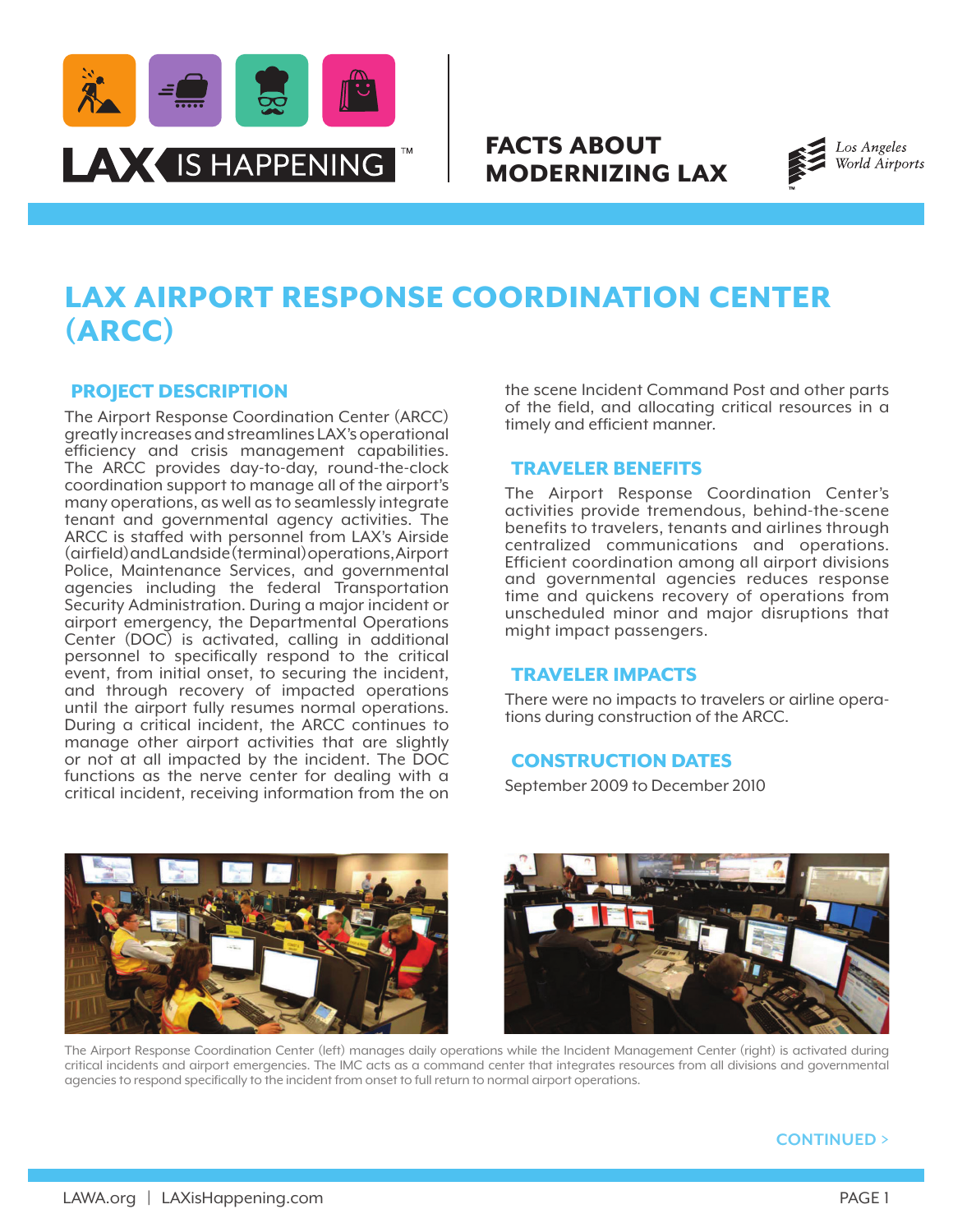LAX IS HAPPENING™

**FACTS ABOUT MODERNIZING LAX**

Los Angeles World Airports

# LAX AIRPORT RESPONSE COORDINATION CENTER (ARCC)

## PROJECT DESCRIPTION

The Airport Response Coordination Center (ARCC) greatly increases and streamlines LAX's operational efficiency and crisis management capabilities. The ARCC provides day-to-day, round-the-clock coordination support to manage all of the airport's many operations, as well as to seamlessly integrate tenant and governmental agency activities. The ARCC is staffed with personnel from LAX's Airside (airfield) and Landside (terminal) operations, Airport Police, Maintenance Services, and governmental agencies including the federal Transportation Security Administration. During a major incident or airport emergency, the Departmental Operations Center (DOC) is activated, calling in additional personnel to specifically respond to the critical event, from initial onset, to securing the incident, and through recovery of impacted operations until the airport fully resumes normal operations. During a critical incident, the ARCC continues to manage other airport activities that are slightly or not at all impacted by the incident. The DOC functions as the nerve center for dealing with a critical incident, receiving information from the on the scene Incident Command Post and other parts of the field, and allocating critical resources in a timely and efficient manner.

## TRAVELER BENEFITS

The Airport Response Coordination Center's activities provide tremendous, behind-the-scene benefits to travelers, tenants and airlines through centralized communications and operations. Efficient coordination among all airport divisions and governmental agencies reduces response time and quickens recovery of operations from unscheduled minor and major disruptions that might impact passengers.

## TRAVELER IMPACTS

There were no impacts to travelers or airline operations during construction of the ARCC.

## CONSTRUCTION DATES

September 2009 to December 2010

The Airport Response Coordination Center (left) manages daily operations while the Incident Management Center (right) is activated during critical incidents and airport emergencies. The IMC acts as a command center that integrates resources from all divisions and governmental agencies to respond specifically to the incident from onset to full return to normal airport operations.

CONTINUED >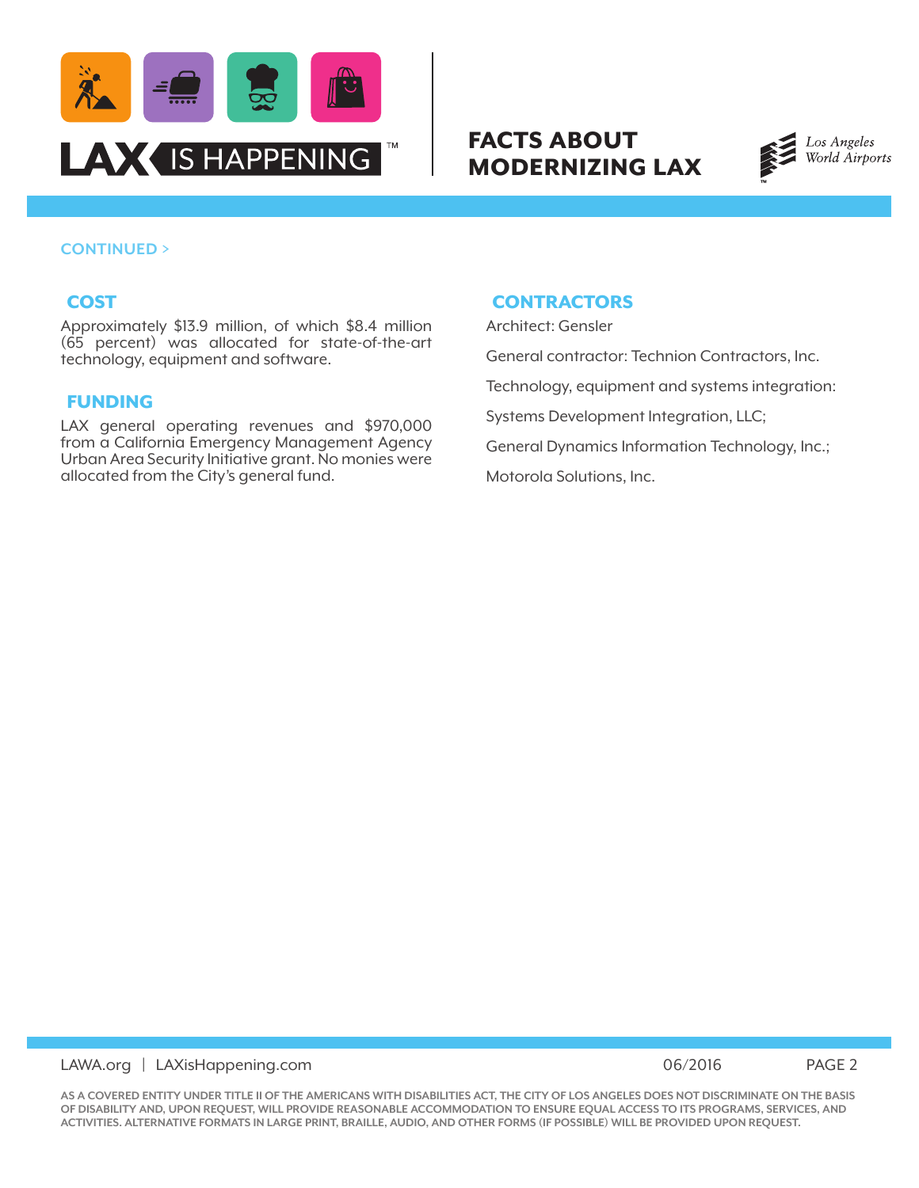CONTINUED >

## COST

Approximately $13.9 million, of which $8.4 million (65 percent) was allocated for state-of-the-art technology, equipment and software.

## FUNDING

LAX general operating revenues and $970,000 from a California Emergency Management Agency Urban Area Security Initiative grant. No monies were allocated from the City's general fund.

## CONTRACTORS

Architect: Gensler

General contractor: Technion Contractors, Inc.

Technology, equipment and systems integration:

Systems Development Integration, LLC;

General Dynamics Information Technology, Inc.;

Motorola Solutions, Inc.

LAWA.org | LAXisHappening.com

06/2016

AS A COVERED ENTITY UNDER TITLE II OF THE AMERICANS WITH DISABILITIES ACT, THE CITY OF LOS ANGELES DOES NOT DISCRIMINATE ON THE BASIS OF DISABILITY AND, UPON REQUEST, WILL PROVIDE REASONABLE ACCOMMODATION TO ENSURE EQUAL ACCESS TO ITS PROGRAMS, SERVICES, AND ACTIVITIES. ALTERNATIVE FORMATS IN LARGE PRINT, BRAILLE, AUDIO, AND OTHER FORMS (IF POSSIBLE) WILL BE PROVIDED UPON REQUEST.